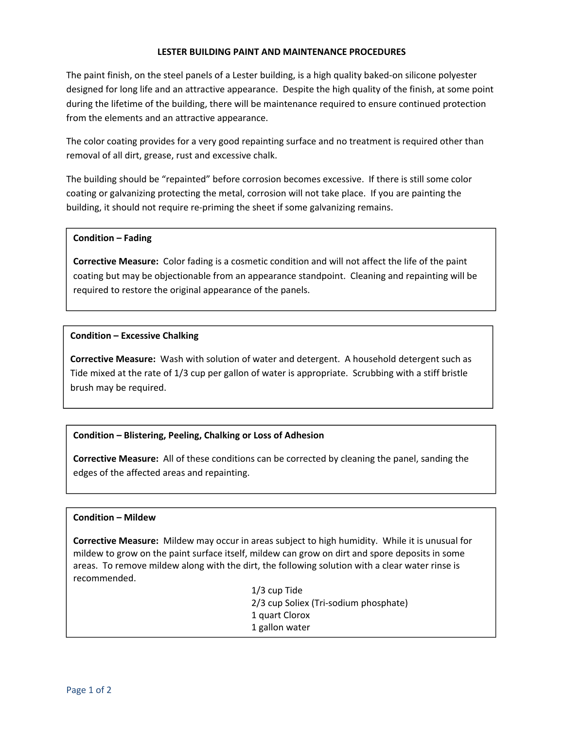# LESTER BUILDING PAINT AND MAINTENANCE PROCEDURES

The paint finish, on the steel panels of a Lester building, is a high quality baked-on silicone polyester designed for long life and an attractive appearance. Despite the high quality of the finish, at some point during the lifetime of the building, there will be maintenance required to ensure continued protection from the elements and an attractive appearance.

The color coating provides for a very good repainting surface and no treatment is required other than removal of all dirt, grease, rust and excessive chalk.

The building should be "repainted" before corrosion becomes excessive. If there is still some color coating or galvanizing protecting the metal, corrosion will not take place. If you are painting the building, it should not require re-priming the sheet if some galvanizing remains.

**Condition – Fading**

**Corrective Measure:** Color fading is a cosmetic condition and will not affect the life of the paint coating but may be objectionable from an appearance standpoint. Cleaning and repainting will be required to restore the original appearance of the panels.

**Condition – Excessive Chalking**

**Corrective Measure:** Wash with solution of water and detergent. A household detergent such as Tide mixed at the rate of 1/3 cup per gallon of water is appropriate. Scrubbing with a stiff bristle brush may be required.

**Condition – Blistering, Peeling, Chalking or Loss of Adhesion**

**Corrective Measure:** All of these conditions can be corrected by cleaning the panel, sanding the edges of the affected areas and repainting.

**Condition – Mildew**

**Corrective Measure:** Mildew may occur in areas subject to high humidity. While it is unusual for mildew to grow on the paint surface itself, mildew can grow on dirt and spore deposits in some areas. To remove mildew along with the dirt, the following solution with a clear water rinse is recommended.

1/3 cup Tide  
2/3 cup Soliex (Tri-sodium phosphate)  
1 quart Clorox  
1 gallon water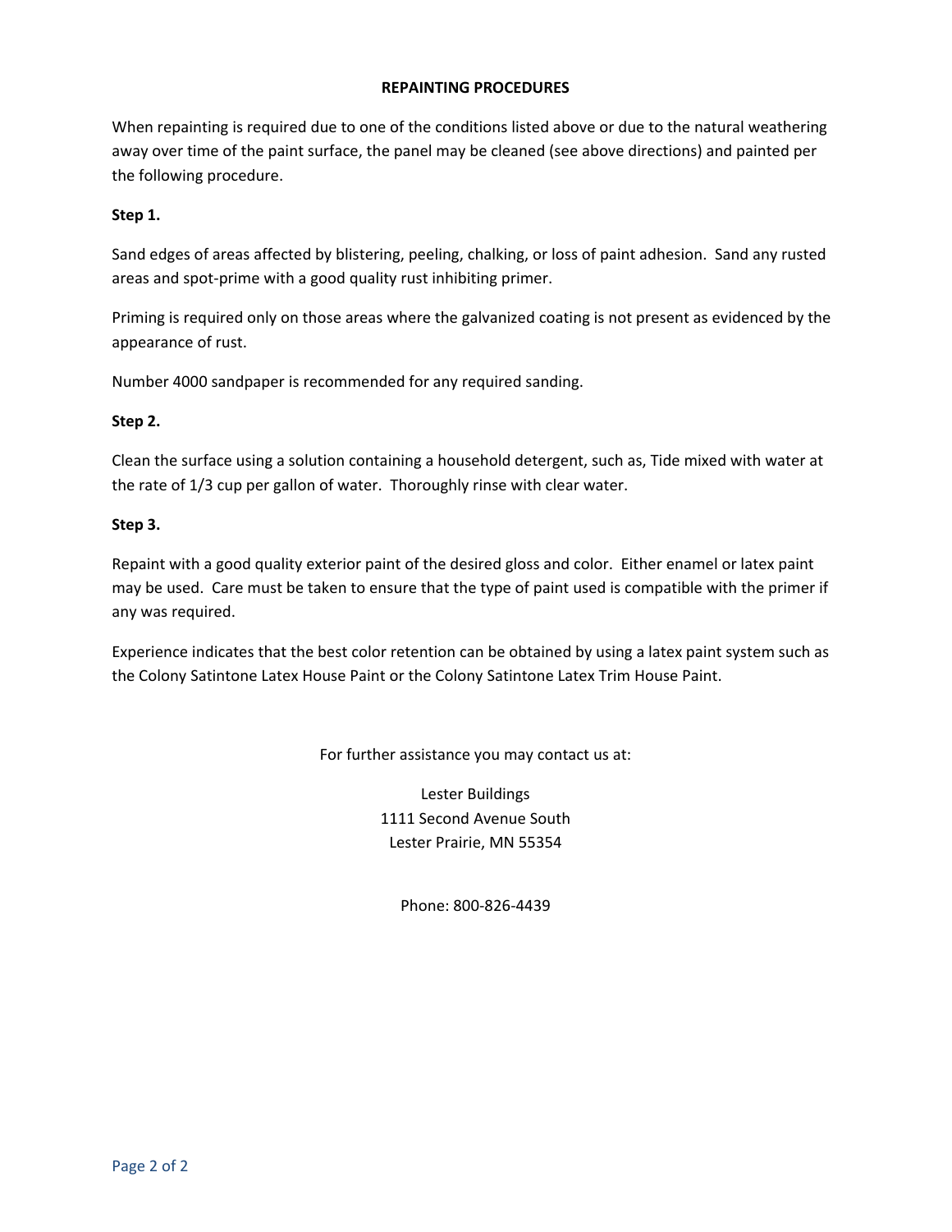## REPAINTING PROCEDURES

When repainting is required due to one of the conditions listed above or due to the natural weathering away over time of the paint surface, the panel may be cleaned (see above directions) and painted per the following procedure.

**Step 1.**

Sand edges of areas affected by blistering, peeling, chalking, or loss of paint adhesion. Sand any rusted areas and spot-prime with a good quality rust inhibiting primer.

Priming is required only on those areas where the galvanized coating is not present as evidenced by the appearance of rust.

Number 4000 sandpaper is recommended for any required sanding.

**Step 2.**

Clean the surface using a solution containing a household detergent, such as, Tide mixed with water at the rate of 1/3 cup per gallon of water. Thoroughly rinse with clear water.

**Step 3.**

Repaint with a good quality exterior paint of the desired gloss and color. Either enamel or latex paint may be used. Care must be taken to ensure that the type of paint used is compatible with the primer if any was required.

Experience indicates that the best color retention can be obtained by using a latex paint system such as the Colony Satintone Latex House Paint or the Colony Satintone Latex Trim House Paint.

For further assistance you may contact us at:

Lester Buildings
1111 Second Avenue South
Lester Prairie, MN 55354

Phone: 800-826-4439